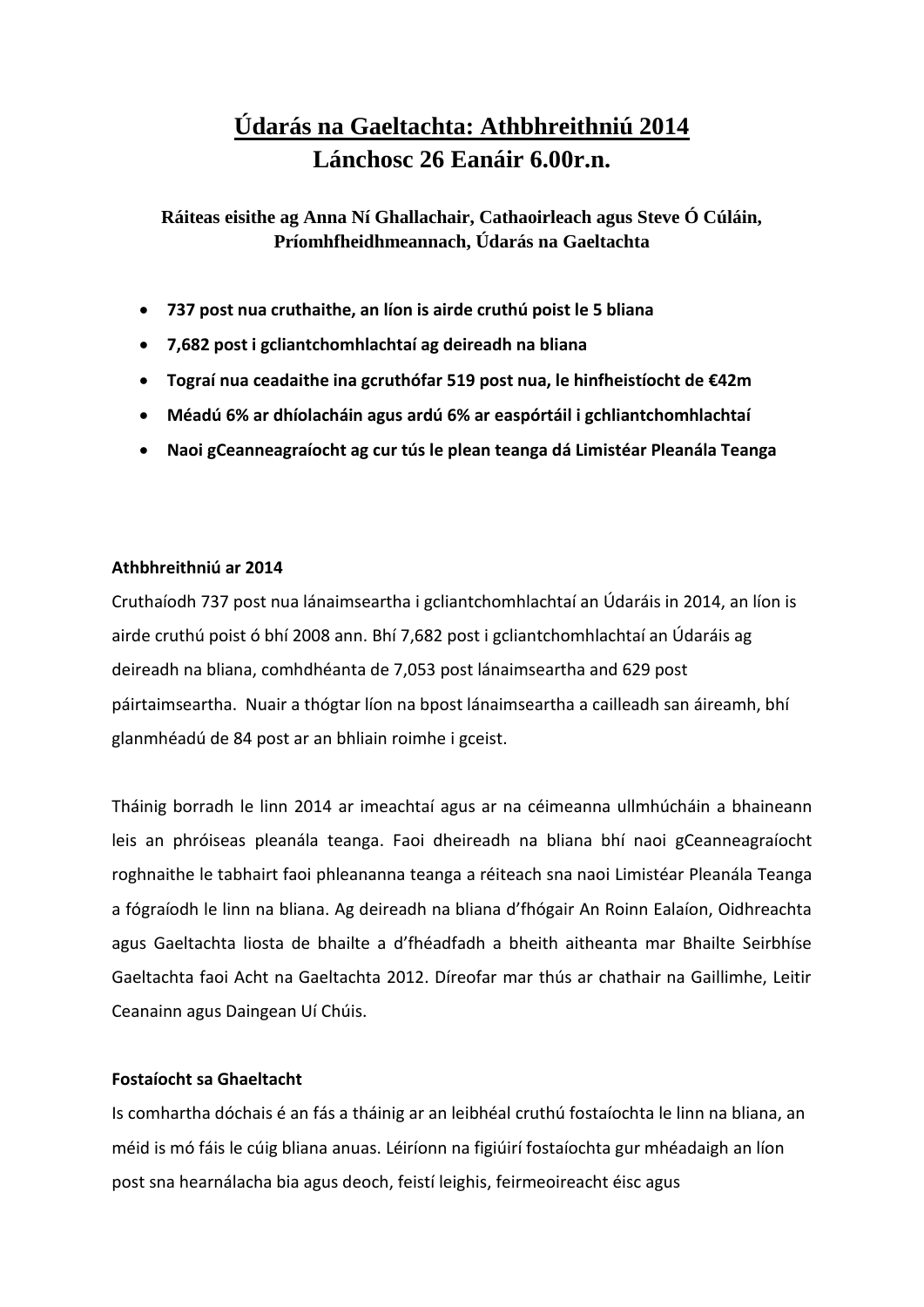# Údarás na Gaeltachta: Athbhreithniú 2014

## Lánchosc 26 Eanáir 6.00r.n.

**Ráiteas eisithe ag Anna Ní Ghallachair, Cathaoirleach agus Steve Ó Cúláin, Príomhfheidhmeannach, Údarás na Gaeltachta**

- **737 post nua cruthaithe, an líon is airde cruthú poist le 5 bliana**
- **7,682 post i gcliantchomhlachtaí ag deireadh na bliana**
- **Tograí nua ceadaithe ina gcruthófar 519 post nua, le hinfheistíocht de €42m**
- **Méadú 6% ar dhíolacháin agus ardú 6% ar easpórtáil i gchliantchomhlachtaí**
- **Naoi gCeanneagraíocht ag cur tús le plean teanga dá Limistéar Pleanála Teanga**

**Athbhreithniú ar 2014**

Cruthaíodh 737 post nua lánaimseartha i gcliantchomhlachtaí an Údaráis in 2014, an líon is airde cruthú poist ó bhí 2008 ann. Bhí 7,682 post i gcliantchomhlachtaí an Údaráis ag deireadh na bliana, comhdhéanta de 7,053 post lánaimseartha and 629 post páirtaimseartha. Nuair a thógtar líon na bpost lánaimseartha a cailleadh san áireamh, bhí glanmhéadú de 84 post ar an bhliain roimhe i gceist.

Tháinig borradh le linn 2014 ar imeachtaí agus ar na céimeanna ullmhúcháin a bhaineann leis an phróiseas pleanála teanga. Faoi dheireadh na bliana bhí naoi gCeanneagraíocht roghnaithe le tabhairt faoi phleananna teanga a réiteach sna naoi Limistéar Pleanála Teanga a fógraíodh le linn na bliana. Ag deireadh na bliana d'fhógair An Roinn Ealaíon, Oidhreachta agus Gaeltachta liosta de bhailte a d'fhéadfadh a bheith aitheanta mar Bhailte Seirbhíse Gaeltachta faoi Acht na Gaeltachta 2012. Díreofar mar thús ar chathair na Gaillimhe, Leitir Ceanainn agus Daingean Uí Chúis.

**Fostaíocht sa Ghaeltacht**

Is comhartha dóchais é an fás a tháinig ar an leibhéal cruthú fostaíochta le linn na bliana, an méid is mó fáis le cúig bliana anuas. Léiríonn na figiúirí fostaíochta gur mhéadaigh an líon post sna hearnálacha bia agus deoch, feistí leighis, feirmeoireacht éisc agus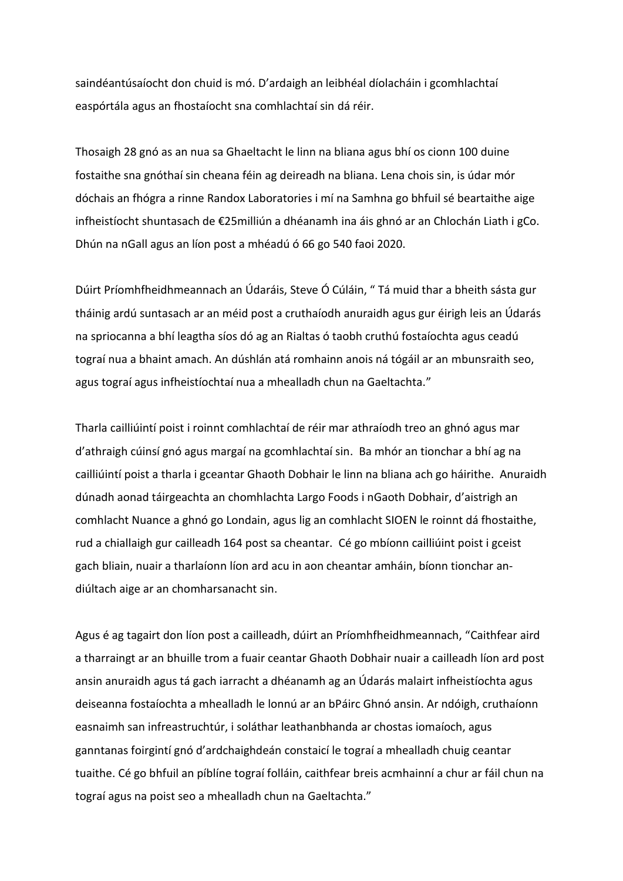saindéantúsaíocht don chuid is mó. D'ardaigh an leibhéal díolacháin i gcomhlachtaí easpórtála agus an fhostaíocht sna comhlachtaí sin dá réir.

Thosaigh 28 gnó as an nua sa Ghaeltacht le linn na bliana agus bhí os cionn 100 duine fostaithe sna gnóthaí sin cheana féin ag deireadh na bliana. Lena chois sin, is údar mór dóchais an fhógra a rinne Randox Laboratories i mí na Samhna go bhfuil sé beartaithe aige infheistíocht shuntasach de €25milliún a dhéanamh ina áis ghnó ar an Chlochán Liath i gCo. Dhún na nGall agus an líon post a mhéadú ó 66 go 540 faoi 2020.

Dúirt Príomhfheidhmeannach an Údaráis, Steve Ó Cúláin, " Tá muid thar a bheith sásta gur tháinig ardú suntasach ar an méid post a cruthaíodh anuraidh agus gur éirigh leis an Údarás na spriocanna a bhí leagtha síos dó ag an Rialtas ó taobh cruthú fostaíochta agus ceadú tograí nua a bhaint amach. An dúshlán atá romhainn anois ná tógáil ar an mbunsraith seo, agus tograí agus infheistíochtaí nua a mhealladh chun na Gaeltachta."

Tharla cailliúintí poist i roinnt comhlachtaí de réir mar athraíodh treo an ghnó agus mar d'athraigh cúinsí gnó agus margaí na gcomhlachtaí sin. Ba mhór an tionchar a bhí ag na cailliúintí poist a tharla i gceantar Ghaoth Dobhair le linn na bliana ach go háirithe. Anuraidh dúnadh aonad táirgeachta an chomhlachta Largo Foods i nGaoth Dobhair, d'aistrigh an comhlacht Nuance a ghnó go Londain, agus lig an comhlacht SIOEN le roinnt dá fhostaithe, rud a chiallaigh gur cailleadh 164 post sa cheantar. Cé go mbíonn cailliúint poist i gceist gach bliain, nuair a tharlaíonn líon ard acu in aon cheantar amháin, bíonn tionchar an-diúltach aige ar an chomharsanacht sin.

Agus é ag tagairt don líon post a cailleadh, dúirt an Príomhfheidhmeannach, "Caithfear aird a tharraingt ar an bhuille trom a fuair ceantar Ghaoth Dobhair nuair a cailleadh líon ard post ansin anuraidh agus tá gach iarracht a dhéanamh ag an Údarás malairt infheistíochta agus deiseanna fostaíochta a mhealladh le lonnú ar an bPáirc Ghnó ansin. Ar ndóigh, cruthaíonn easnaimh san infreastruchtúr, i soláthar leathanbhanda ar chostas iomaíoch, agus ganntanas foirgintí gnó d'ardchaighdeán constaicí le tograí a mhealladh chuig ceantar tuaithe. Cé go bhfuil an píblíne tograí folláin, caithfear breis acmhainní a chur ar fáil chun na tograí agus na poist seo a mhealladh chun na Gaeltachta."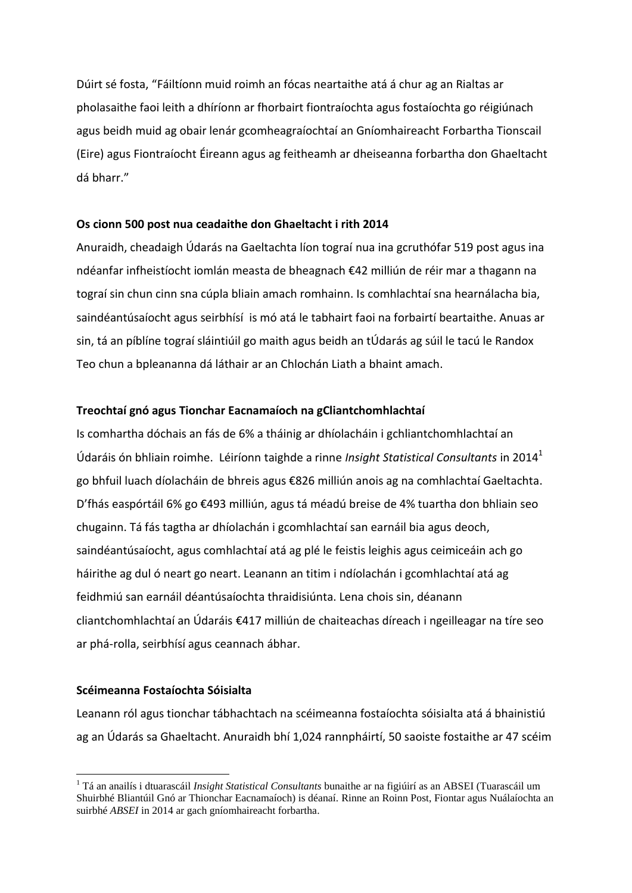Dúirt sé fosta, “Fáiltíonn muid roimh an fócas neartaithe atá á chur ag an Rialtas ar pholasaithe faoi leith a dhíríonn ar fhorbairt fiontraíochta agus fostaíochta go réigiúnach agus beidh muid ag obair lenár gcomheagraíochtaí an Gníomhaireacht Forbartha Tionscail (Eire) agus Fiontraíocht Éireann agus ag feitheamh ar dheiseanna forbartha don Ghaeltacht dá bharr.”

**Os cionn 500 post nua ceadaithe don Ghaeltacht i rith 2014**

Anuraidh, cheadaigh Údarás na Gaeltachta líon tograí nua ina gcruthófar 519 post agus ina ndéanfar infheistíocht iomlán measta de bheagnach €42 milliún de réir mar a thagann na tograí sin chun cinn sna cúpla bliain amach romhainn. Is comhlachtaí sna hearnálacha bia, saindéantúsaíocht agus seirbhísí is mó atá le tabhairt faoi na forbairtí beartaithe. Anuas ar sin, tá an píblíne tograí sláintiúil go maith agus beidh an tÚdarás ag súil le tacú le Randox Teo chun a bpleananna dá láthair ar an Chlochán Liath a bhaint amach.

**Treochtaí gnó agus Tionchar Eacnamaíoch na gCliantchomhlachtaí**

Is comhartha dóchais an fás de 6% a tháinig ar dhíolacháin i gchliantchomhlachtaí an Údaráis ón bhliain roimhe. Léiríonn taighde a rinne *Insight Statistical Consultants* in 2014[1] go bhfuil luach díolacháin de bhreis agus €826 milliún anois ag na comhlachtaí Gaeltachta. D’fhás easpórtáil 6% go €493 milliún, agus tá méadú breise de 4% tuartha don bhliain seo chugainn. Tá fás tagtha ar dhíolachán i gcomhlachtaí san earnáil bia agus deoch, saindéantúsaíocht, agus comhlachtaí atá ag plé le feistis leighis agus ceimiceáin ach go háirithe ag dul ó neart go neart. Leanann an titim i ndíolachán i gcomhlachtaí atá ag feidhmiú san earnáil déantúsaíochta thraidisiúnta. Lena chois sin, déanann cliantchomhlachtaí an Údaráis €417 milliún de chaiteachas díreach i ngeilleagar na tíre seo ar phá-rolla, seirbhísí agus ceannach ábhar.

**Scéimeanna Fostaíochta Sóisialta**

Leanann ról agus tionchar tábhachtach na scéimeanna fostaíochta sóisialta atá á bhainistiú ag an Údarás sa Ghaeltacht. Anuraidh bhí 1,024 rannpháirtí, 50 saoiste fostaithe ar 47 scéim

[1] Tá an anailís i dtuarascáil *Insight Statistical Consultants* bunaithe ar na figiúirí as an ABSEI (Tuarascáil um Shuirbhé Bliantúil Gnó ar Thionchar Eacnamaíoch) is déanaí. Rinne an Roinn Post, Fiontar agus Nuálaíochta an suirbhé *ABSEI* in 2014 ar gach gníomhaireacht forbartha.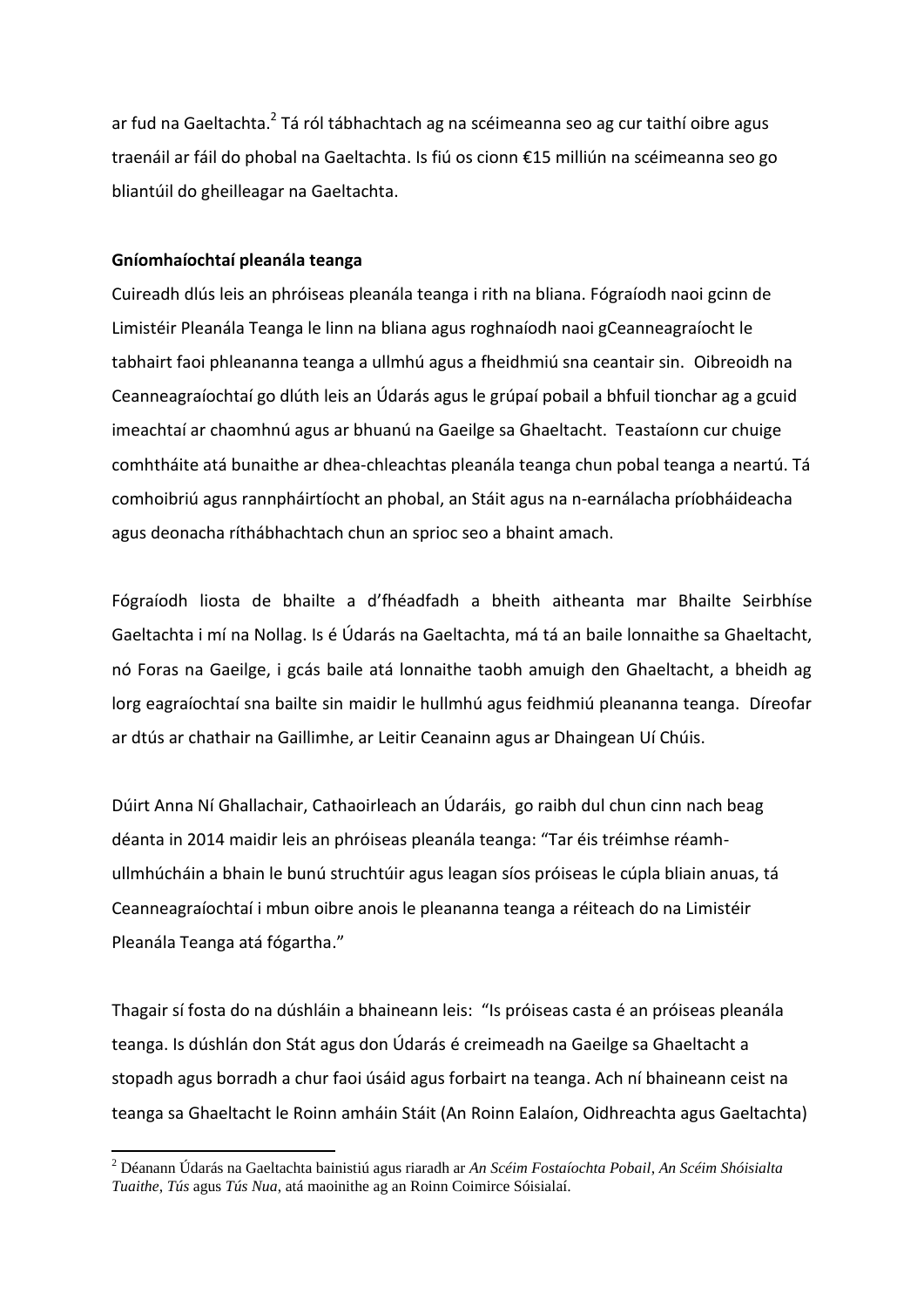ar fud na Gaeltachta.[2] Tá ról tábhachtach ag na scéimeanna seo ag cur taithí oibre agus traenáil ar fáil do phobal na Gaeltachta. Is fiú os cionn €15 milliún na scéimeanna seo go bliantúil do gheilleagar na Gaeltachta.

**Gníomhaíochtaí pleanála teanga**

Cuireadh dlús leis an phróiseas pleanála teanga i rith na bliana. Fógraíodh naoi gcinn de Limistéir Pleanála Teanga le linn na bliana agus roghnaíodh naoi gCeanneagraíocht le tabhairt faoi phleananna teanga a ullmhú agus a fheidhmiú sna ceantair sin. Oibreoidh na Ceanneagraíochtaí go dlúth leis an Údarás agus le grúpaí pobail a bhfuil tionchar ag a gcuid imeachtaí ar chaomhnú agus ar bhuanú na Gaeilge sa Ghaeltacht. Teastaíonn cur chuige comhtháite atá bunaithe ar dhea-chleachtas pleanála teanga chun pobal teanga a neartú. Tá comhoibriú agus rannpháirtíocht an phobal, an Stáit agus na n-earnálacha príobháideacha agus deonacha ríthábhachtach chun an sprioc seo a bhaint amach.

Fógraíodh liosta de bhailte a d'fhéadfadh a bheith aitheanta mar Bhailte Seirbhíse Gaeltachta i mí na Nollag. Is é Údarás na Gaeltachta, má tá an baile lonnaithe sa Ghaeltacht, nó Foras na Gaeilge, i gcás baile atá lonnaithe taobh amuigh den Ghaeltacht, a bheidh ag lorg eagraíochtaí sna bailte sin maidir le hullmhú agus feidhmiú pleananna teanga. Díreofar ar dtús ar chathair na Gaillimhe, ar Leitir Ceanainn agus ar Dhaingean Uí Chúis.

Dúirt Anna Ní Ghallachair, Cathaoirleach an Údaráis, go raibh dul chun cinn nach beag déanta in 2014 maidir leis an phróiseas pleanála teanga: "Tar éis tréimhse réamh-ullmhúcháin a bhain le bunú struchtúir agus leagan síos próiseas le cúpla bliain anuas, tá Ceanneagraíochtaí i mbun oibre anois le pleananna teanga a réiteach do na Limistéir Pleanála Teanga atá fógartha."

Thagair sí fosta do na dúshláin a bhaineann leis: "Is próiseas casta é an próiseas pleanála teanga. Is dúshlán don Stát agus don Údarás é creimeadh na Gaeilge sa Ghaeltacht a stopadh agus borradh a chur faoi úsáid agus forbairt na teanga. Ach ní bhaineann ceist na teanga sa Ghaeltacht le Roinn amháin Stáit (An Roinn Ealaíon, Oidhreachta agus Gaeltachta)

---

[2] Déanann Údarás na Gaeltachta bainistiú agus riaradh ar *An Scéim Fostaíochta Pobail*, *An Scéim Shóisialta Tuaithe*, *Tús* agus *Tús Nua*, atá maoinithe ag an Roinn Coimirce Sóisialaí.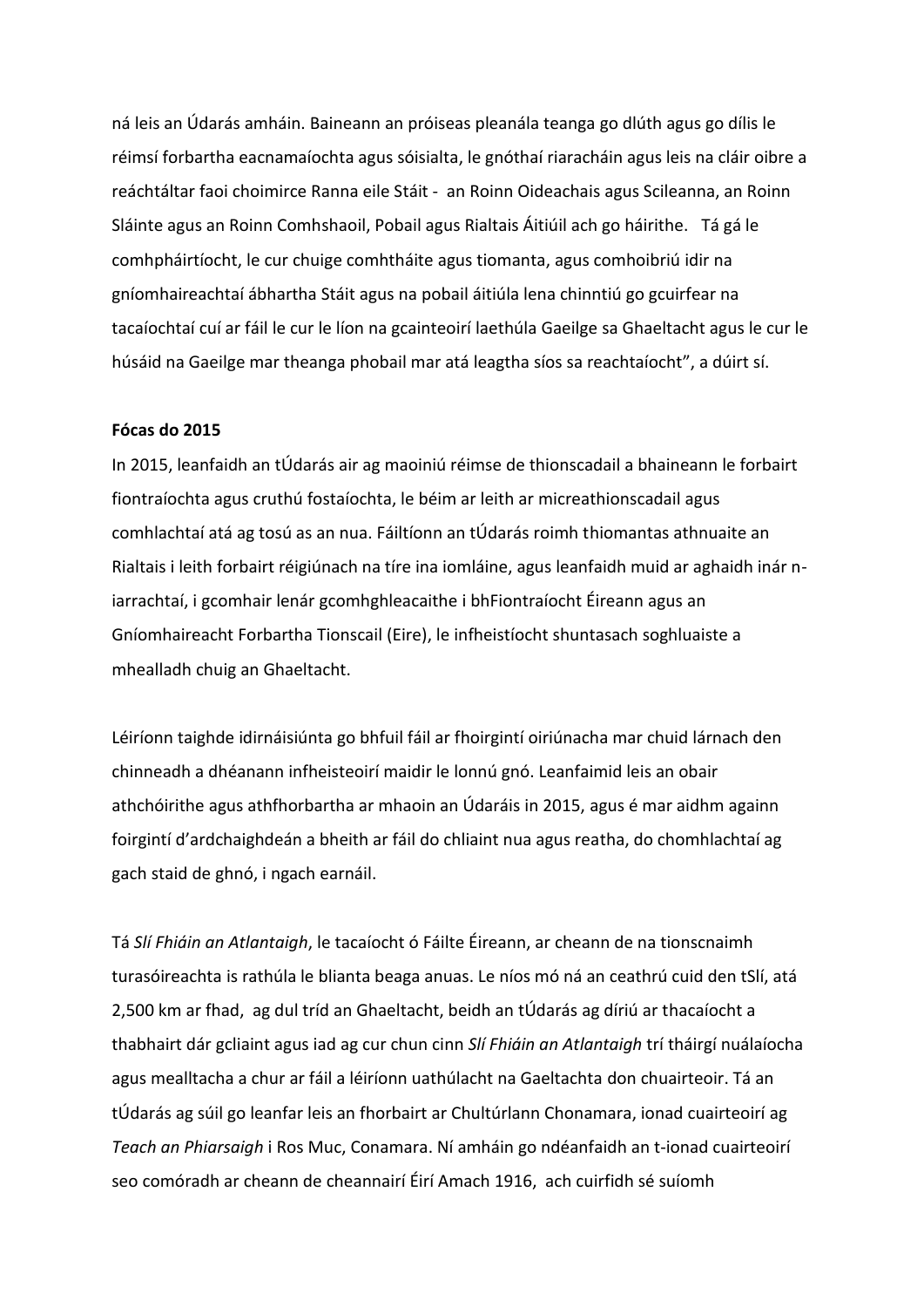ná leis an Údarás amháin. Baineann an próiseas pleanála teanga go dlúth agus go dílis le réimsí forbartha eacnamaíochta agus sóisialta, le gnóthaí riaracháin agus leis na cláir oibre a reáchtáltar faoi choimirce Ranna eile Stáit - an Roinn Oideachais agus Scileanna, an Roinn Sláinte agus an Roinn Comhshaoil, Pobail agus Rialtais Áitiúil ach go háirithe. Tá gá le comhpháirtíocht, le cur chuige comhtháite agus tiomanta, agus comhoibriú idir na gníomhaireachtaí ábhartha Stáit agus na pobail áitiúla lena chinntiú go gcuirfear na tacaíochtaí cuí ar fáil le cur le líon na gcainteoirí laethúla Gaeilge sa Ghaeltacht agus le cur le húsáid na Gaeilge mar theanga phobail mar atá leagtha síos sa reachtaíocht", a dúirt sí.

**Fócas do 2015**

In 2015, leanfaidh an tÚdarás air ag maoiniú réimse de thionscadail a bhaineann le forbairt fiontraíochta agus cruthú fostaíochta, le béim ar leith ar micreathionscadail agus comhlachtaí atá ag tosú as an nua. Fáiltíonn an tÚdarás roimh thiomantas athnuaite an Rialtais i leith forbairt réigiúnach na tíre ina iomláine, agus leanfaidh muid ar aghaidh inár n-iarrachtaí, i gcomhair lenár gcomhghleacaithe i bhFiontraíocht Éireann agus an Gníomhaireacht Forbartha Tionscail (Eire), le infheistíocht shuntasach soghluaiste a mhealladh chuig an Ghaeltacht.

Léiríonn taighde idirnáisiúnta go bhfuil fáil ar fhoirgintí oiriúnacha mar chuid lárnach den chinneadh a dhéanann infheisteoirí maidir le lonnú gnó. Leanfaimid leis an obair athchóirithe agus athfhorbartha ar mhaoin an Údaráis in 2015, agus é mar aidhm againn foirgintí d'ardchaighdeán a bheith ar fáil do chliaint nua agus reatha, do chomhlachtaí ag gach staid de ghnó, i ngach earnáil.

Tá *Slí Fhiáin an Atlantaigh*, le tacaíocht ó Fáilte Éireann, ar cheann de na tionscnaimh turasóireachta is rathúla le blianta beaga anuas. Le níos mó ná an ceathrú cuid den tSlí, atá 2,500 km ar fhad, ag dul tríd an Ghaeltacht, beidh an tÚdarás ag díriú ar thacaíocht a thabhairt dár gcliaint agus iad ag cur chun cinn *Slí Fhiáin an Atlantaigh* trí tháirgí nuálaíocha agus mealltacha a chur ar fáil a léiríonn uathúlacht na Gaeltachta don chuairteoir. Tá an tÚdarás ag súil go leanfar leis an fhorbairt ar Chultúrlann Chonamara, ionad cuairteoirí ag *Teach an Phiarsaigh* i Ros Muc, Conamara. Ní amháin go ndéanfaidh an t-ionad cuairteoirí seo comóradh ar cheann de cheannairí Éirí Amach 1916, ach cuirfidh sé suíomh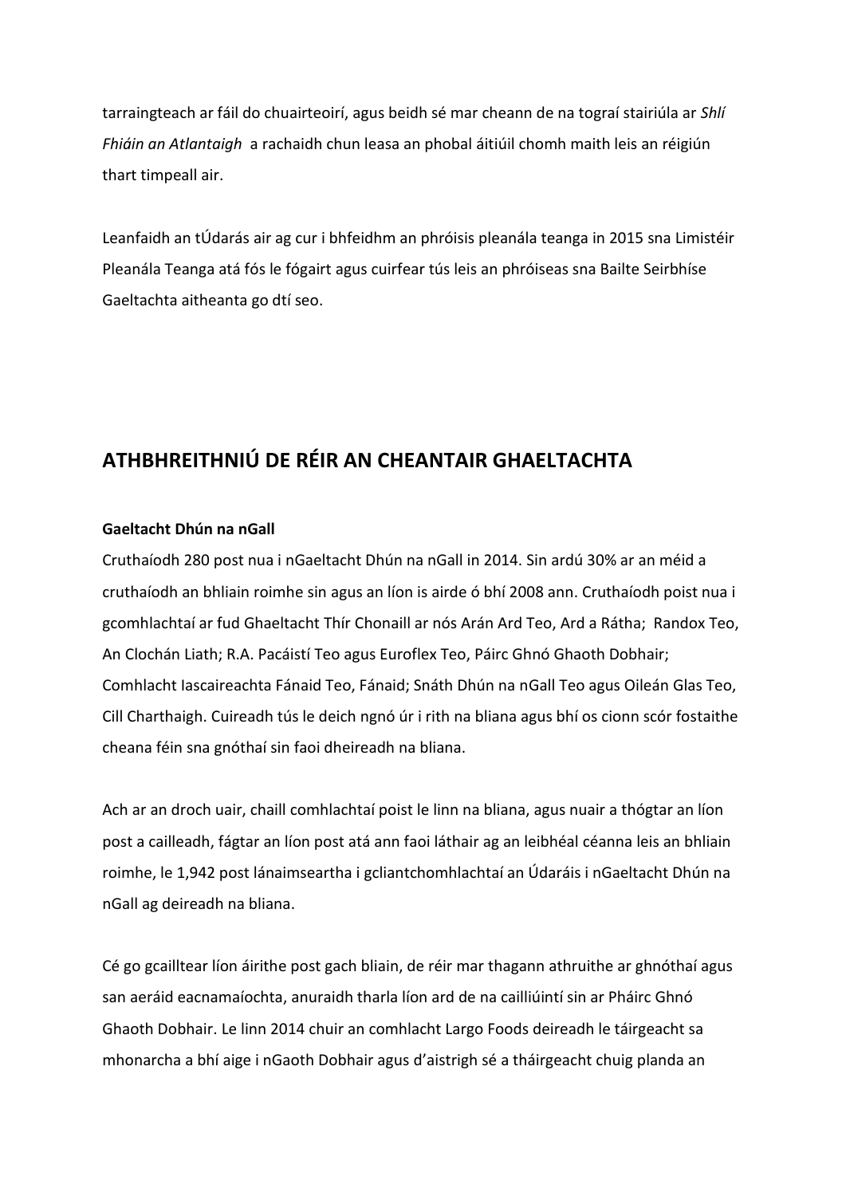tarraingteach ar fáil do chuairteoirí, agus beidh sé mar cheann de na tograí stairiúla ar *Shlí Fhiáin an Atlantaigh* a rachaidh chun leasa an phobal áitiúil chomh maith leis an réigiún thart timpeall air.

Leanfaidh an tÚdarás air ag cur i bhfeidhm an phróisis pleanála teanga in 2015 sna Limistéir Pleanála Teanga atá fós le fógairt agus cuirfear tús leis an phróiseas sna Bailte Seirbhíse Gaeltachta aitheanta go dtí seo.

## ATHBHREITHNIÚ DE RÉIR AN CHEANTAIR GHAELTACHTA

**Gaeltacht Dhún na nGall**

Cruthaíodh 280 post nua i nGaeltacht Dhún na nGall in 2014. Sin ardú 30% ar an méid a cruthaíodh an bhliain roimhe sin agus an líon is airde ó bhí 2008 ann. Cruthaíodh poist nua i gcomhlachtaí ar fud Ghaeltacht Thír Chonaill ar nós Arán Ard Teo, Ard a Rátha; Randox Teo, An Clochán Liath; R.A. Pacáistí Teo agus Euroflex Teo, Páirc Ghnó Ghaoth Dobhair; Comhlacht Iascaireachta Fánaid Teo, Fánaid; Snáth Dhún na nGall Teo agus Oileán Glas Teo, Cill Charthaigh. Cuireadh tús le deich ngnó úr i rith na bliana agus bhí os cionn scór fostaithe cheana féin sna gnóthaí sin faoi dheireadh na bliana.

Ach ar an droch uair, chaill comhlachtaí poist le linn na bliana, agus nuair a thógtar an líon post a cailleadh, fágtar an líon post atá ann faoi láthair ag an leibhéal céanna leis an bhliain roimhe, le 1,942 post lánaimseartha i gcliantchomhlachtaí an Údaráis i nGaeltacht Dhún na nGall ag deireadh na bliana.

Cé go gcailltear líon áirithe post gach bliain, de réir mar thagann athruithe ar ghnóthaí agus san aeráid eacnamaíochta, anuraidh tharla líon ard de na cailliúintí sin ar Pháirc Ghnó Ghaoth Dobhair. Le linn 2014 chuir an comhlacht Largo Foods deireadh le táirgeacht sa mhonarcha a bhí aige i nGaoth Dobhair agus d'aistrigh sé a tháirgeacht chuig planda an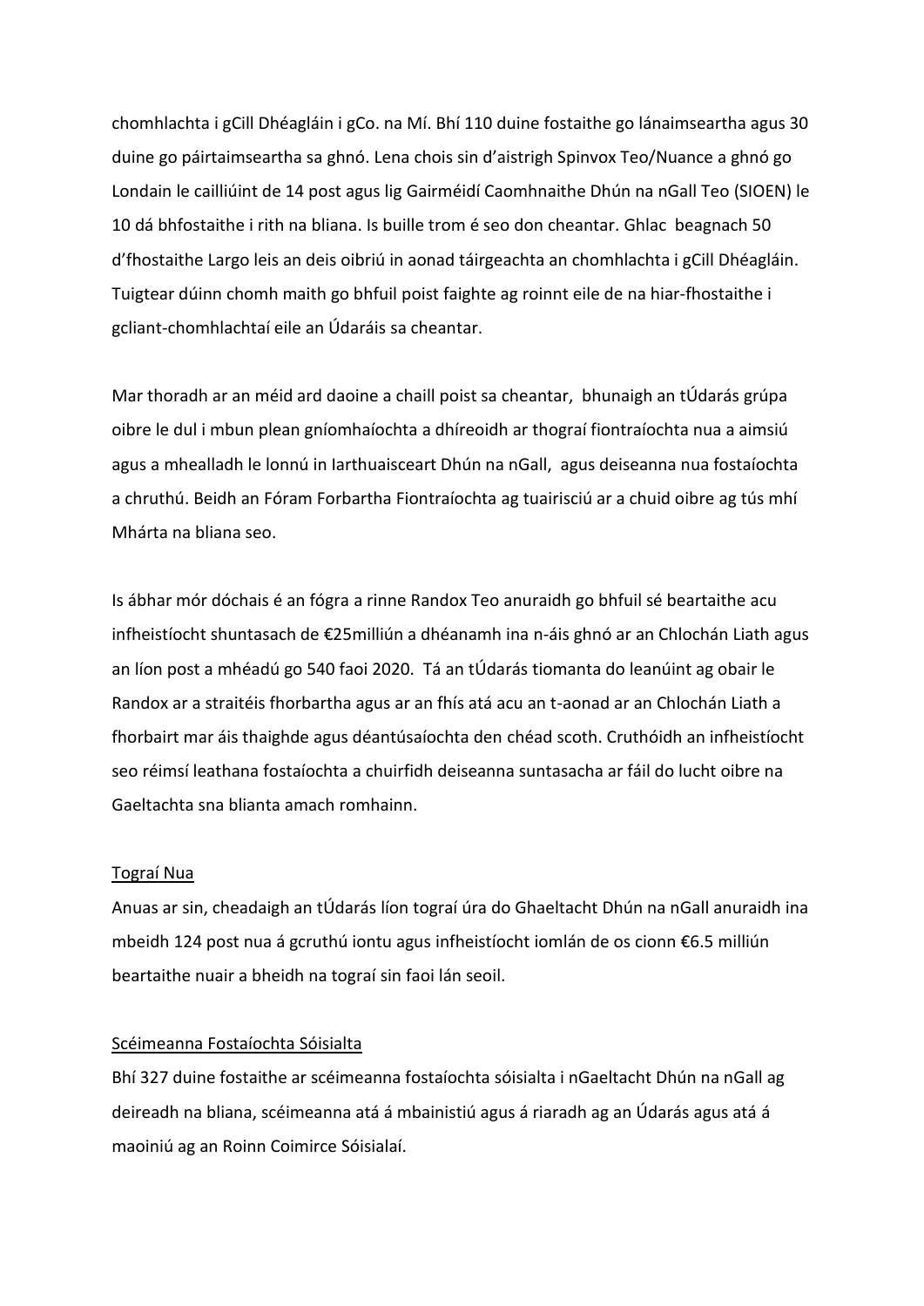chomhlachta i gCill Dhéagláin i gCo. na Mí. Bhí 110 duine fostaithe go lánaimseartha agus 30 duine go páirtaimseartha sa ghnó. Lena chois sin d'aistrigh Spinvox Teo/Nuance a ghnó go Londain le cailliúint de 14 post agus lig Gairméidí Caomhnaithe Dhún na nGall Teo (SIOEN) le 10 dá bhfostaithe i rith na bliana. Is buille trom é seo don cheantar. Ghlac beagnach 50 d'fhostaithe Largo leis an deis oibriú in aonad táirgeachta an chomhlachta i gCill Dhéagláin. Tuigtear dúinn chomh maith go bhfuil poist faighte ag roinnt eile de na hiar-fhostaithe i gcliant-chomhlachtaí eile an Údaráis sa cheantar.

Mar thoradh ar an méid ard daoine a chaill poist sa cheantar, bhunaigh an tÚdarás grúpa oibre le dul i mbun plean gníomhaíochta a dhíreoidh ar thograí fiontraíochta nua a aimsiú agus a mhealladh le lonnú in Iarthuaisceart Dhún na nGall, agus deiseanna nua fostaíochta a chruthú. Beidh an Fóram Forbartha Fiontraíochta ag tuairisciú ar a chuid oibre ag tús mhí Mhárta na bliana seo.

Is ábhar mór dóchais é an fógra a rinne Randox Teo anuraidh go bhfuil sé beartaithe acu infheistíocht shuntasach de €25milliún a dhéanamh ina n-áis ghnó ar an Chlochán Liath agus an líon post a mhéadú go 540 faoi 2020. Tá an tÚdarás tiomanta do leanúint ag obair le Randox ar a straitéis fhorbartha agus ar an fhís atá acu an t-aonad ar an Chlochán Liath a fhorbairt mar áis thaighde agus déantúsaíochta den chéad scoth. Cruthóidh an infheistíocht seo réimsí leathana fostaíochta a chuirfidh deiseanna suntasacha ar fáil do lucht oibre na Gaeltachta sna blianta amach romhainn.

### Tograí Nua

Anuas ar sin, cheadaigh an tÚdarás líon tograí úra do Ghaeltacht Dhún na nGall anuraidh ina mbeidh 124 post nua á gcruthú iontu agus infheistíocht iomlán de os cionn €6.5 milliún beartaithe nuair a bheidh na tograí sin faoi lán seoil.

### Scéimeanna Fostaíochta Sóisialta

Bhí 327 duine fostaithe ar scéimeanna fostaíochta sóisialta i nGaeltacht Dhún na nGall ag deireadh na bliana, scéimeanna atá á mbainistiú agus á riaradh ag an Údarás agus atá á maoiniú ag an Roinn Coimirce Sóisialaí.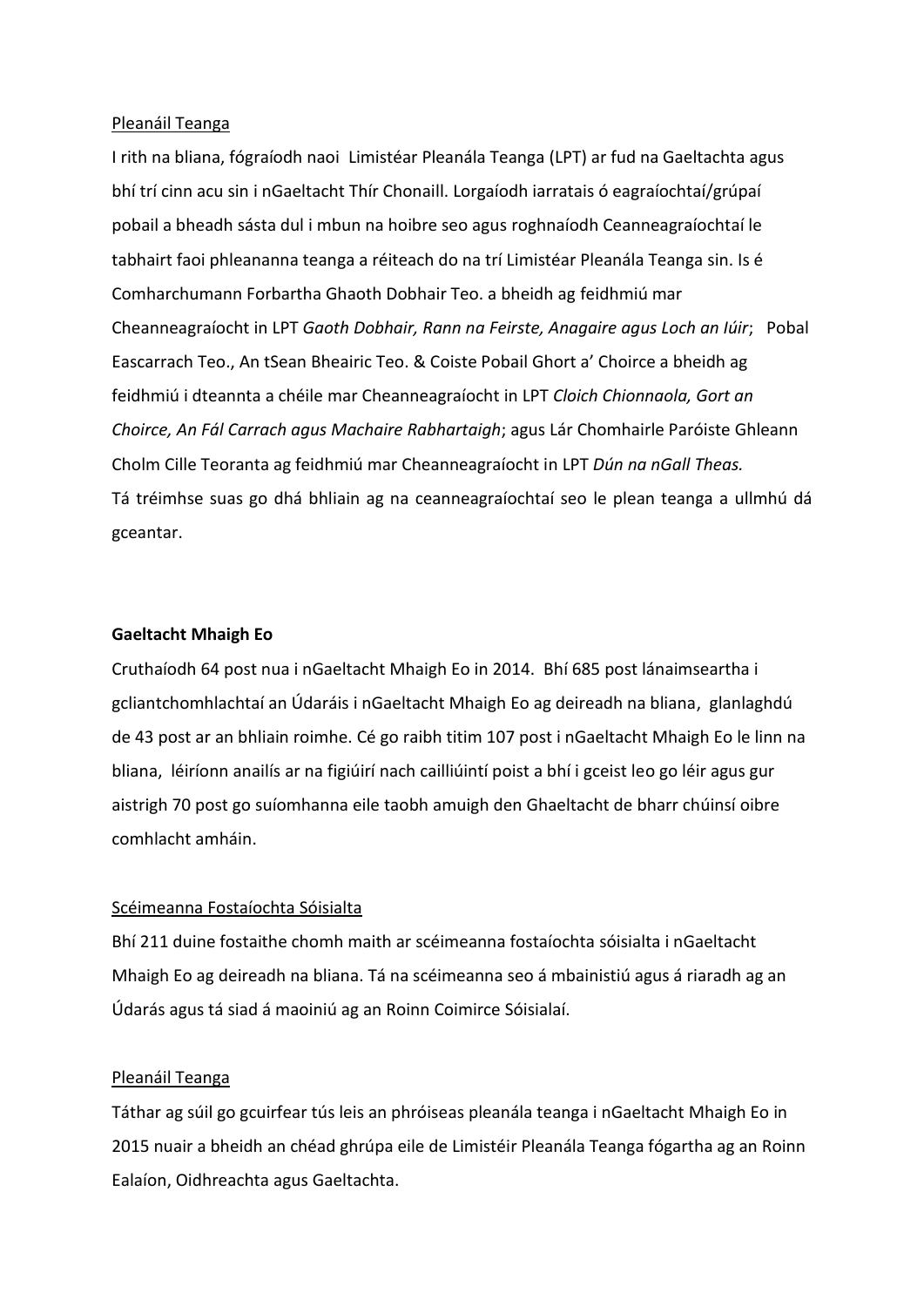Pleanáil Teanga

I rith na bliana, fógraíodh naoi Limistéar Pleanála Teanga (LPT) ar fud na Gaeltachta agus bhí trí cinn acu sin i nGaeltacht Thír Chonaill. Lorgaíodh iarratais ó eagraíochtaí/grúpaí pobail a bheadh sásta dul i mbun na hoibre seo agus roghnaíodh Ceanneagraíochtaí le tabhairt faoi phleananna teanga a réiteach do na trí Limistéar Pleanála Teanga sin. Is é Comharchumann Forbartha Ghaoth Dobhair Teo. a bheidh ag feidhmiú mar Cheanneagraíocht in LPT *Gaoth Dobhair, Rann na Feirste, Anagaire agus Loch an Iúir*; Pobal Eascarrach Teo., An tSean Bheairic Teo. & Coiste Pobail Ghort a' Choirce a bheidh ag feidhmiú i dteannta a chéile mar Cheanneagraíocht in LPT *Cloich Chionnaola, Gort an Choirce, An Fál Carrach agus Machaire Rabhartaigh*; agus Lár Chomhairle Paróiste Ghleann Cholm Cille Teoranta ag feidhmiú mar Cheanneagraíocht in LPT *Dún na nGall Theas.*
Tá tréimhse suas go dhá bhliain ag na ceanneagraíochtaí seo le plean teanga a ullmhú dá gceantar.

**Gaeltacht Mhaigh Eo**

Cruthaíodh 64 post nua i nGaeltacht Mhaigh Eo in 2014. Bhí 685 post lánaimseartha i gcliantchomhlachtaí an Údaráis i nGaeltacht Mhaigh Eo ag deireadh na bliana, glanlaghdú de 43 post ar an bhliain roimhe. Cé go raibh titim 107 post i nGaeltacht Mhaigh Eo le linn na bliana, léiríonn anailís ar na figiúirí nach cailliúintí poist a bhí i gceist leo go léir agus gur aistrigh 70 post go suíomhanna eile taobh amuigh den Ghaeltacht de bharr chúinsí oibre comhlacht amháin.

Scéimeanna Fostaíochta Sóisialta

Bhí 211 duine fostaithe chomh maith ar scéimeanna fostaíochta sóisialta i nGaeltacht Mhaigh Eo ag deireadh na bliana. Tá na scéimeanna seo á mbainistiú agus á riaradh ag an Údarás agus tá siad á maoiniú ag an Roinn Coimirce Sóisialaí.

Pleanáil Teanga

Táthar ag súil go gcuirfear tús leis an phróiseas pleanála teanga i nGaeltacht Mhaigh Eo in 2015 nuair a bheidh an chéad ghrúpa eile de Limistéir Pleanála Teanga fógartha ag an Roinn Ealaíon, Oidhreachta agus Gaeltachta.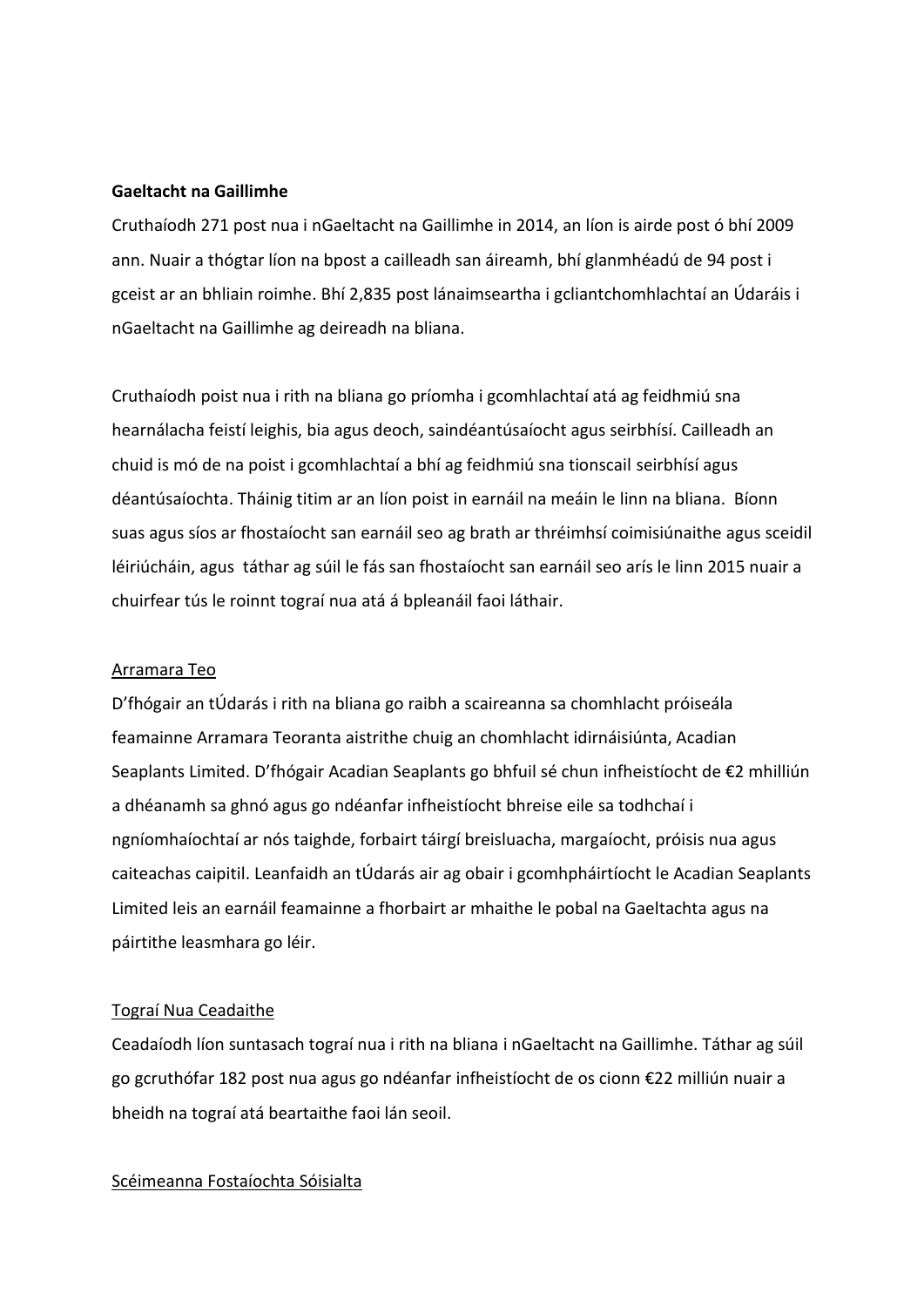**Gaeltacht na Gaillimhe**

Cruthaíodh 271 post nua i nGaeltacht na Gaillimhe in 2014, an líon is airde post ó bhí 2009 ann. Nuair a thógtar líon na bpost a cailleadh san áireamh, bhí glanmhéadú de 94 post i gceist ar an bhliain roimhe. Bhí 2,835 post lánaimseartha i gcliantchomhlachtaí an Údaráis i nGaeltacht na Gaillimhe ag deireadh na bliana.

Cruthaíodh poist nua i rith na bliana go príomha i gcomhlachtaí atá ag feidhmiú sna hearnálacha feistí leighis, bia agus deoch, saindéantúsaíocht agus seirbhísí. Cailleadh an chuid is mó de na poist i gcomhlachtaí a bhí ag feidhmiú sna tionscail seirbhísí agus déantúsaíochta. Tháinig titim ar an líon poist in earnáil na meáin le linn na bliana. Bíonn suas agus síos ar fhostaíocht san earnáil seo ag brath ar thréimhsí coimisiúnaithe agus sceidil léiriúcháin, agus táthar ag súil le fás san fhostaíocht san earnáil seo arís le linn 2015 nuair a chuirfear tús le roinnt tograí nua atá á bpleanáil faoi láthair.

<u>Arramara Teo</u>

D'fhógair an tÚdarás i rith na bliana go raibh a scaireanna sa chomhlacht próiseála feamainne Arramara Teoranta aistrithe chuig an chomhlacht idirnáisiúnta, Acadian Seaplants Limited. D'fhógair Acadian Seaplants go bhfuil sé chun infheistíocht de €2 mhilliún a dhéanamh sa ghnó agus go ndéanfar infheistíocht bhreise eile sa todhchaí i ngníomhaíochtaí ar nós taighde, forbairt táirgí breisluacha, margaíocht, próisis nua agus caiteachas caipitil. Leanfaidh an tÚdarás air ag obair i gcomhpháirtíocht le Acadian Seaplants Limited leis an earnáil feamainne a fhorbairt ar mhaithe le pobal na Gaeltachta agus na páirtithe leasmhara go léir.

<u>Tograí Nua Ceadaithe</u>

Ceadaíodh líon suntasach tograí nua i rith na bliana i nGaeltacht na Gaillimhe. Táthar ag súil go gcruthófar 182 post nua agus go ndéanfar infheistíocht de os cionn €22 milliún nuair a bheidh na tograí atá beartaithe faoi lán seoil.

<u>Scéimeanna Fostaíochta Sóisialta</u>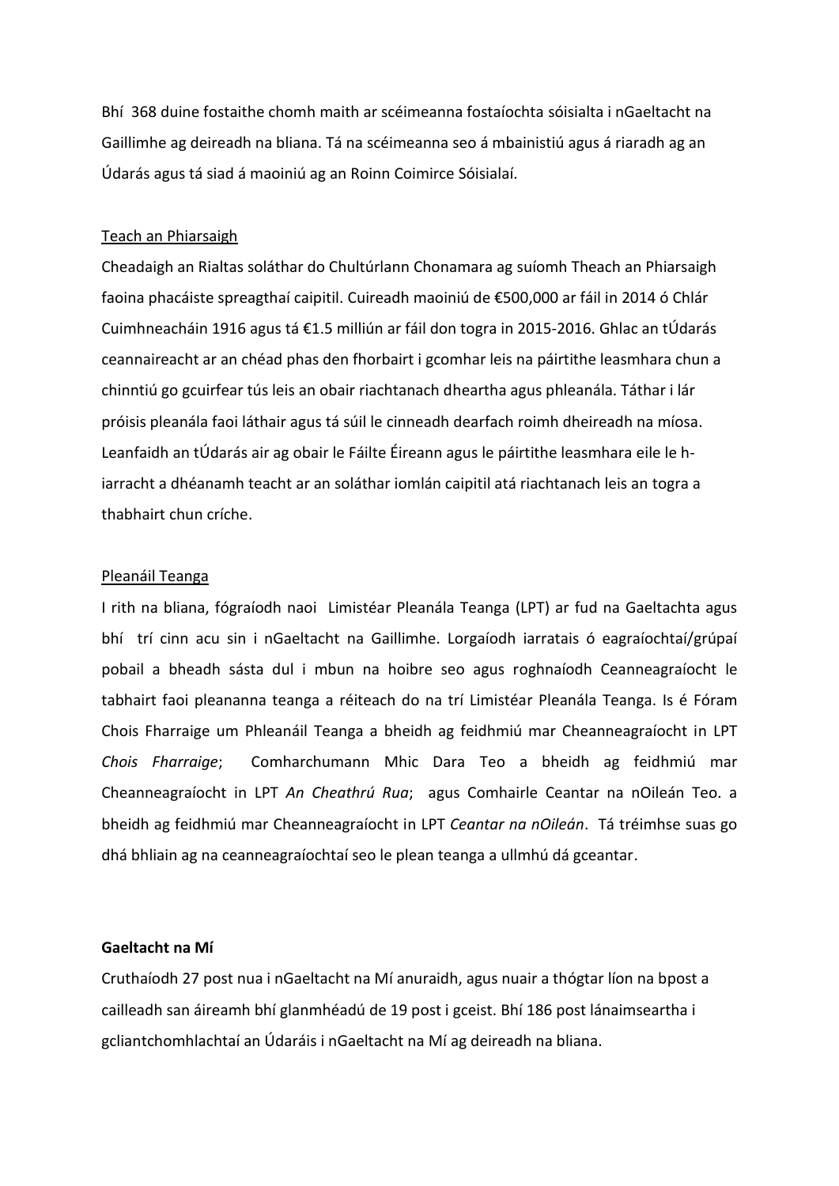Bhí 368 duine fostaithe chomh maith ar scéimeanna fostaíochta sóisialta i nGaeltacht na Gaillimhe ag deireadh na bliana. Tá na scéimeanna seo á mbainistiú agus á riaradh ag an Údarás agus tá siad á maoiniú ag an Roinn Coimirce Sóisialaí.

Teach an Phiarsaigh

Cheadaigh an Rialtas soláthar do Chultúrlann Chonamara ag suíomh Theach an Phiarsaigh faoina phacáiste spreagthaí caipitil. Cuireadh maoiniú de €500,000 ar fáil in 2014 ó Chlár Cuimhneacháin 1916 agus tá €1.5 milliún ar fáil don togra in 2015-2016. Ghlac an tÚdarás ceannaireacht ar an chéad phas den fhorbairt i gcomhar leis na páirtithe leasmhara chun a chinntiú go gcuirfear tús leis an obair riachtanach dheartha agus phleanála. Táthar i lár próisis pleanála faoi láthair agus tá súil le cinneadh dearfach roimh dheireadh na míosa. Leanfaidh an tÚdarás air ag obair le Fáilte Éireann agus le páirtithe leasmhara eile le h-iarracht a dhéanamh teacht ar an soláthar iomlán caipitil atá riachtanach leis an togra a thabhairt chun críche.

Pleanáil Teanga

I rith na bliana, fógraíodh naoi Limistéar Pleanála Teanga (LPT) ar fud na Gaeltachta agus bhí trí cinn acu sin i nGaeltacht na Gaillimhe. Lorgaíodh iarratais ó eagraíochtaí/grúpaí pobail a bheadh sásta dul i mbun na hoibre seo agus roghnaíodh Ceanneagraíocht le tabhairt faoi pleananna teanga a réiteach do na trí Limistéar Pleanála Teanga. Is é Fóram Chois Fharraige um Phleanáil Teanga a bheidh ag feidhmiú mar Cheanneagraíocht in LPT *Chois Fharraige*; Comharchumann Mhic Dara Teo a bheidh ag feidhmiú mar Cheanneagraíocht in LPT *An Cheathrú Rua*; agus Comhairle Ceantar na nOileán Teo. a bheidh ag feidhmiú mar Cheanneagraíocht in LPT *Ceantar na nOileán*. Tá tréimhse suas go dhá bhliain ag na ceanneagraíochtaí seo le plean teanga a ullmhú dá gceantar.

**Gaeltacht na Mí**

Cruthaíodh 27 post nua i nGaeltacht na Mí anuraidh, agus nuair a thógtar líon na bpost a cailleadh san áireamh bhí glanmhéadú de 19 post i gceist. Bhí 186 post lánaimseartha i gcliantchomhlachtaí an Údaráis i nGaeltacht na Mí ag deireadh na bliana.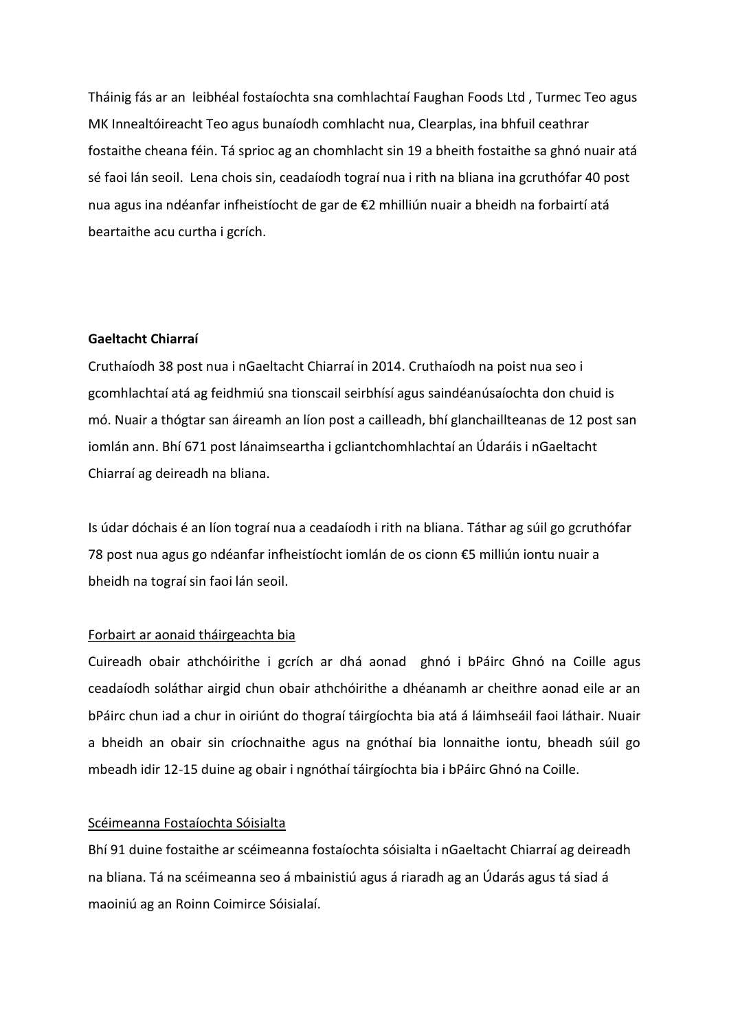Tháinig fás ar an leibhéal fostaíochta sna comhlachtaí Faughan Foods Ltd , Turmec Teo agus MK Innealtóireacht Teo agus bunaíodh comhlacht nua, Clearplas, ina bhfuil ceathrar fostaithe cheana féin. Tá sprioc ag an chomhlacht sin 19 a bheith fostaithe sa ghnó nuair atá sé faoi lán seoil. Lena chois sin, ceadaíodh tograí nua i rith na bliana ina gcruthófar 40 post nua agus ina ndéanfar infheistíocht de gar de €2 mhilliún nuair a bheidh na forbairtí atá beartaithe acu curtha i gcrích.

**Gaeltacht Chiarraí**

Cruthaíodh 38 post nua i nGaeltacht Chiarraí in 2014. Cruthaíodh na poist nua seo i gcomhlachtaí atá ag feidhmiú sna tionscail seirbhísí agus saindéanúsaíochta don chuid is mó. Nuair a thógtar san áireamh an líon post a cailleadh, bhí glanchaillteanas de 12 post san iomlán ann. Bhí 671 post lánaimseartha i gcliantchomhlachtaí an Údaráis i nGaeltacht Chiarraí ag deireadh na bliana.

Is údar dóchais é an líon tograí nua a ceadaíodh i rith na bliana. Táthar ag súil go gcruthófar 78 post nua agus go ndéanfar infheistíocht iomlán de os cionn €5 milliún iontu nuair a bheidh na tograí sin faoi lán seoil.

Forbairt ar aonaid tháirgeachta bia

Cuireadh obair athchóirithe i gcrích ar dhá aonad ghnó i bPáirc Ghnó na Coille agus ceadaíodh soláthar airgid chun obair athchóirithe a dhéanamh ar cheithre aonad eile ar an bPáirc chun iad a chur in oiriúnt do thograí táirgíochta bia atá á láimhseáil faoi láthair. Nuair a bheidh an obair sin críochnaithe agus na gnóthaí bia lonnaithe iontu, bheadh súil go mbeadh idir 12-15 duine ag obair i ngnóthaí táirgíochta bia i bPáirc Ghnó na Coille.

Scéimeanna Fostaíochta Sóisialta

Bhí 91 duine fostaithe ar scéimeanna fostaíochta sóisialta i nGaeltacht Chiarraí ag deireadh na bliana. Tá na scéimeanna seo á mbainistiú agus á riaradh ag an Údarás agus tá siad á maoiniú ag an Roinn Coimirce Sóisialaí.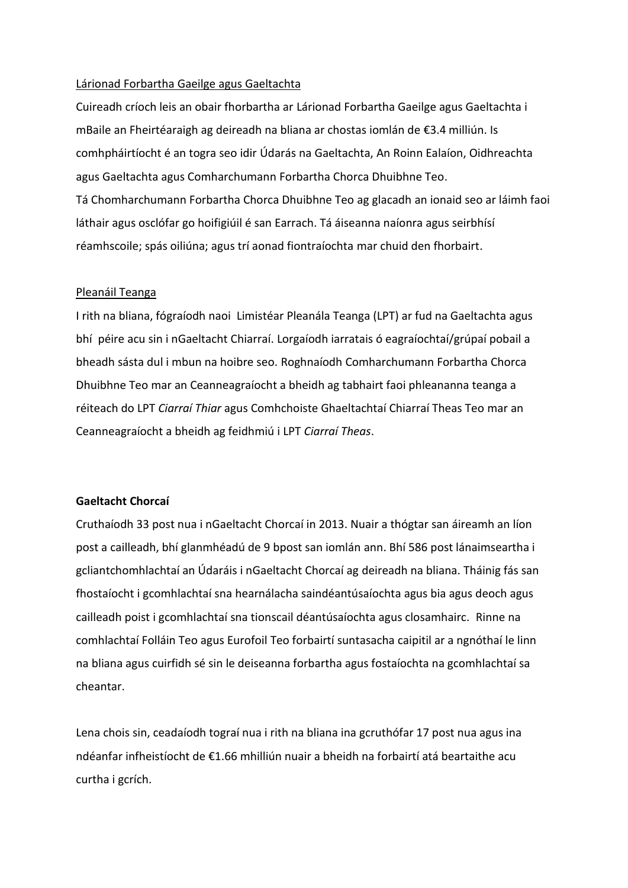Lárionad Forbartha Gaeilge agus Gaeltachta

Cuireadh críoch leis an obair fhorbartha ar Lárionad Forbartha Gaeilge agus Gaeltachta i mBaile an Fheirtéaraigh ag deireadh na bliana ar chostas iomlán de €3.4 milliún. Is comhpháirtíocht é an togra seo idir Údarás na Gaeltachta, An Roinn Ealaíon, Oidhreachta agus Gaeltachta agus Comharchumann Forbartha Chorca Dhuibhne Teo.

Tá Chomharchumann Forbartha Chorca Dhuibhne Teo ag glacadh an ionaid seo ar láimh faoi láthair agus osclófar go hoifigiúil é san Earrach. Tá áiseanna naíonra agus seirbhísí réamhscoile; spás oiliúna; agus trí aonad fiontraíochta mar chuid den fhorbairt.

Pleanáil Teanga

I rith na bliana, fógraíodh naoi Limistéar Pleanála Teanga (LPT) ar fud na Gaeltachta agus bhí péire acu sin i nGaeltacht Chiarraí. Lorgaíodh iarratais ó eagraíochtaí/grúpaí pobail a bheadh sásta dul i mbun na hoibre seo. Roghnaíodh Comharchumann Forbartha Chorca Dhuibhne Teo mar an Ceanneagraíocht a bheidh ag tabhairt faoi phleananna teanga a réiteach do LPT *Ciarraí Thiar* agus Comhchoiste Ghaeltachtaí Chiarraí Theas Teo mar an Ceanneagraíocht a bheidh ag feidhmiú i LPT *Ciarraí Theas*.

**Gaeltacht Chorcaí**

Cruthaíodh 33 post nua i nGaeltacht Chorcaí in 2013. Nuair a thógtar san áireamh an líon post a cailleadh, bhí glanmhéadú de 9 bpost san iomlán ann. Bhí 586 post lánaimseartha i gcliantchomhlachtaí an Údaráis i nGaeltacht Chorcaí ag deireadh na bliana. Tháinig fás san fhostaíocht i gcomhlachtaí sna hearnálacha saindéantúsaíochta agus bia agus deoch agus cailleadh poist i gcomhlachtaí sna tionscail déantúsaíochta agus closamhairc. Rinne na comhlachtaí Folláin Teo agus Eurofoil Teo forbairtí suntasacha caipitil ar a ngnóthaí le linn na bliana agus cuirfidh sé sin le deiseanna forbartha agus fostaíochta na gcomhlachtaí sa cheantar.

Lena chois sin, ceadaíodh tograí nua i rith na bliana ina gcruthófar 17 post nua agus ina ndéanfar infheistíocht de €1.66 mhilliún nuair a bheidh na forbairtí atá beartaithe acu curtha i gcrích.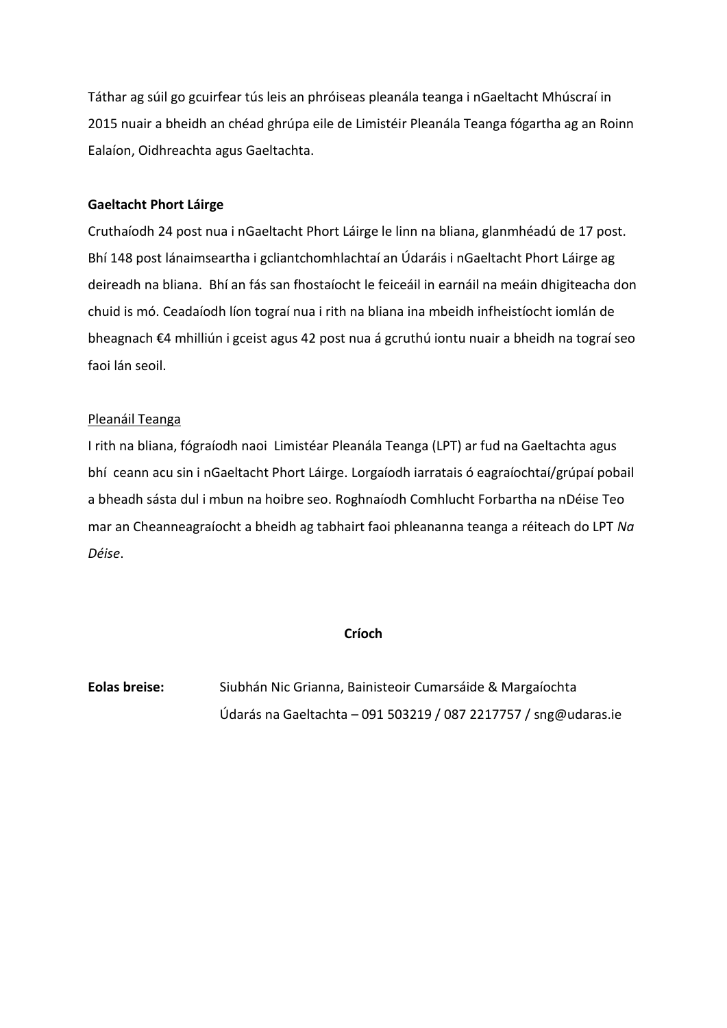Táthar ag súil go gcuirfear tús leis an phróiseas pleanála teanga i nGaeltacht Mhúscraí in 2015 nuair a bheidh an chéad ghrúpa eile de Limistéir Pleanála Teanga fógartha ag an Roinn Ealaíon, Oidhreachta agus Gaeltachta.

**Gaeltacht Phort Láirge**

Cruthaíodh 24 post nua i nGaeltacht Phort Láirge le linn na bliana, glanmhéadú de 17 post. Bhí 148 post lánaimseartha i gcliantchomhlachtaí an Údaráis i nGaeltacht Phort Láirge ag deireadh na bliana. Bhí an fás san fhostaíocht le feiceáil in earnáil na meáin dhigiteacha don chuid is mó. Ceadaíodh líon tograí nua i rith na bliana ina mbeidh infheistíocht iomlán de bheagnach €4 mhilliún i gceist agus 42 post nua á gcruthú iontu nuair a bheidh na tograí seo faoi lán seoil.

Pleanáil Teanga

I rith na bliana, fógraíodh naoi Limistéar Pleanála Teanga (LPT) ar fud na Gaeltachta agus bhí ceann acu sin i nGaeltacht Phort Láirge. Lorgaíodh iarratais ó eagraíochtaí/grúpaí pobail a bheadh sásta dul i mbun na hoibre seo. Roghnaíodh Comhlucht Forbartha na nDéise Teo mar an Cheanneagraíocht a bheidh ag tabhairt faoi phleananna teanga a réiteach do LPT *Na Déise*.

**Críoch**

**Eolas breise:** Siubhán Nic Grianna, Bainisteoir Cumarsáide & Margaíochta
Údarás na Gaeltachta – 091 503219 / 087 2217757 / sng@udaras.ie